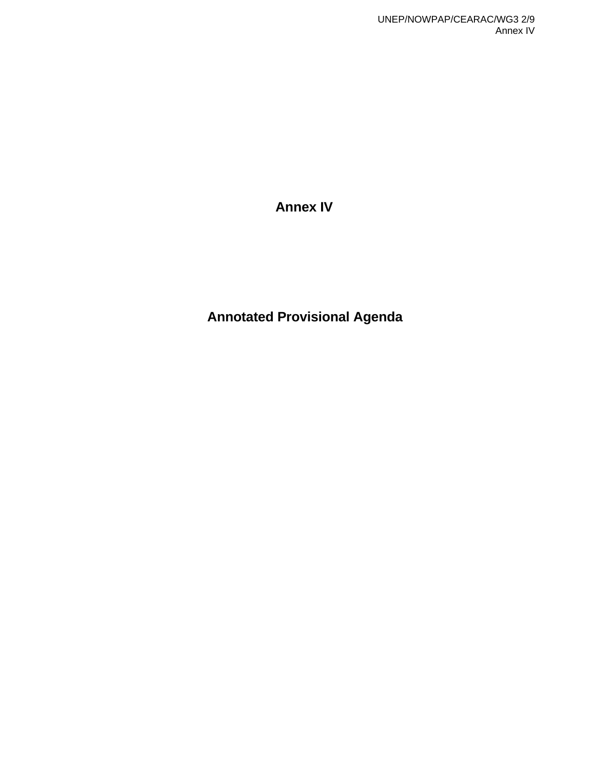# Annex IV

# Annotated Provisional Agenda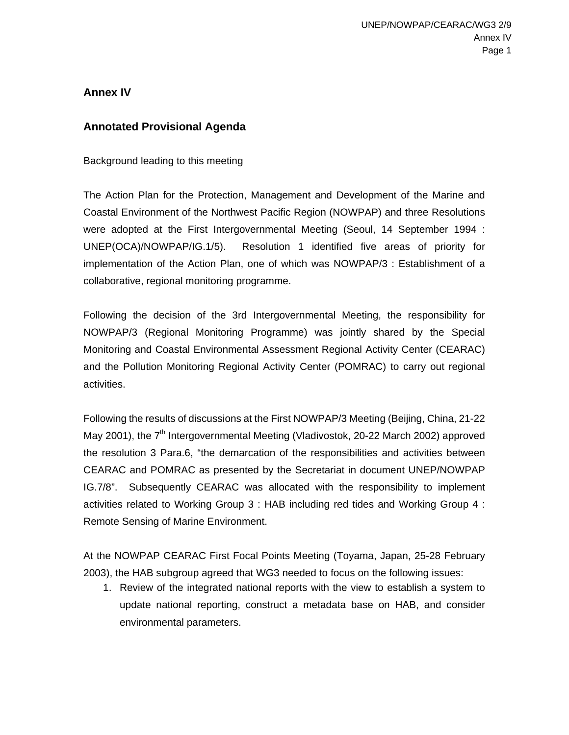## Annex IV

## Annotated Provisional Agenda

Background leading to this meeting

The Action Plan for the Protection, Management and Development of the Marine and Coastal Environment of the Northwest Pacific Region (NOWPAP) and three Resolutions were adopted at the First Intergovernmental Meeting (Seoul, 14 September 1994 : UNEP(OCA)/NOWPAP/IG.1/5). Resolution 1 identified five areas of priority for implementation of the Action Plan, one of which was NOWPAP/3 : Establishment of a collaborative, regional monitoring programme.

Following the decision of the 3rd Intergovernmental Meeting, the responsibility for NOWPAP/3 (Regional Monitoring Programme) was jointly shared by the Special Monitoring and Coastal Environmental Assessment Regional Activity Center (CEARAC) and the Pollution Monitoring Regional Activity Center (POMRAC) to carry out regional activities.

Following the results of discussions at the First NOWPAP/3 Meeting (Beijing, China, 21-22 May 2001), the 7th Intergovernmental Meeting (Vladivostok, 20-22 March 2002) approved the resolution 3 Para.6, "the demarcation of the responsibilities and activities between CEARAC and POMRAC as presented by the Secretariat in document UNEP/NOWPAP IG.7/8". Subsequently CEARAC was allocated with the responsibility to implement activities related to Working Group 3 : HAB including red tides and Working Group 4 : Remote Sensing of Marine Environment.

At the NOWPAP CEARAC First Focal Points Meeting (Toyama, Japan, 25-28 February 2003), the HAB subgroup agreed that WG3 needed to focus on the following issues:

1. Review of the integrated national reports with the view to establish a system to update national reporting, construct a metadata base on HAB, and consider environmental parameters.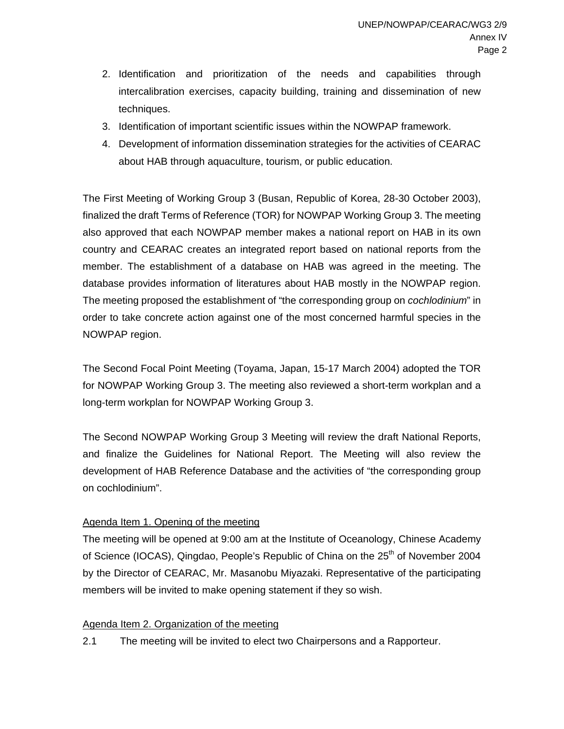2. Identification and prioritization of the needs and capabilities through intercalibration exercises, capacity building, training and dissemination of new techniques.
3. Identification of important scientific issues within the NOWPAP framework.
4. Development of information dissemination strategies for the activities of CEARAC about HAB through aquaculture, tourism, or public education.

The First Meeting of Working Group 3 (Busan, Republic of Korea, 28-30 October 2003), finalized the draft Terms of Reference (TOR) for NOWPAP Working Group 3. The meeting also approved that each NOWPAP member makes a national report on HAB in its own country and CEARAC creates an integrated report based on national reports from the member. The establishment of a database on HAB was agreed in the meeting. The database provides information of literatures about HAB mostly in the NOWPAP region. The meeting proposed the establishment of "the corresponding group on *cochlodinium*" in order to take concrete action against one of the most concerned harmful species in the NOWPAP region.

The Second Focal Point Meeting (Toyama, Japan, 15-17 March 2004) adopted the TOR for NOWPAP Working Group 3. The meeting also reviewed a short-term workplan and a long-term workplan for NOWPAP Working Group 3.

The Second NOWPAP Working Group 3 Meeting will review the draft National Reports, and finalize the Guidelines for National Report. The Meeting will also review the development of HAB Reference Database and the activities of "the corresponding group on cochlodinium".

<u>Agenda Item 1. Opening of the meeting</u>

The meeting will be opened at 9:00 am at the Institute of Oceanology, Chinese Academy of Science (IOCAS), Qingdao, People's Republic of China on the 25th of November 2004 by the Director of CEARAC, Mr. Masanobu Miyazaki. Representative of the participating members will be invited to make opening statement if they so wish.

<u>Agenda Item 2. Organization of the meeting</u>

2.1 The meeting will be invited to elect two Chairpersons and a Rapporteur.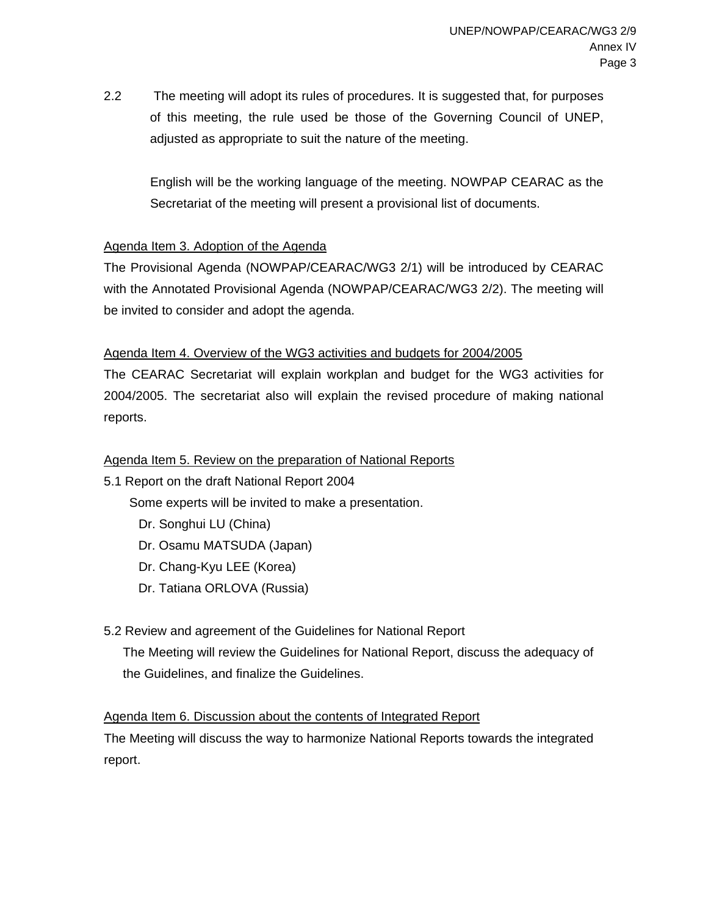2.2 The meeting will adopt its rules of procedures. It is suggested that, for purposes of this meeting, the rule used be those of the Governing Council of UNEP, adjusted as appropriate to suit the nature of the meeting.

English will be the working language of the meeting. NOWPAP CEARAC as the Secretariat of the meeting will present a provisional list of documents.

Agenda Item 3. Adoption of the Agenda

The Provisional Agenda (NOWPAP/CEARAC/WG3 2/1) will be introduced by CEARAC with the Annotated Provisional Agenda (NOWPAP/CEARAC/WG3 2/2). The meeting will be invited to consider and adopt the agenda.

Agenda Item 4. Overview of the WG3 activities and budgets for 2004/2005

The CEARAC Secretariat will explain workplan and budget for the WG3 activities for 2004/2005. The secretariat also will explain the revised procedure of making national reports.

Agenda Item 5. Review on the preparation of National Reports

5.1 Report on the draft National Report 2004

Some experts will be invited to make a presentation.

Dr. Songhui LU (China)
Dr. Osamu MATSUDA (Japan)
Dr. Chang-Kyu LEE (Korea)
Dr. Tatiana ORLOVA (Russia)

5.2 Review and agreement of the Guidelines for National Report

The Meeting will review the Guidelines for National Report, discuss the adequacy of the Guidelines, and finalize the Guidelines.

Agenda Item 6. Discussion about the contents of Integrated Report

The Meeting will discuss the way to harmonize National Reports towards the integrated report.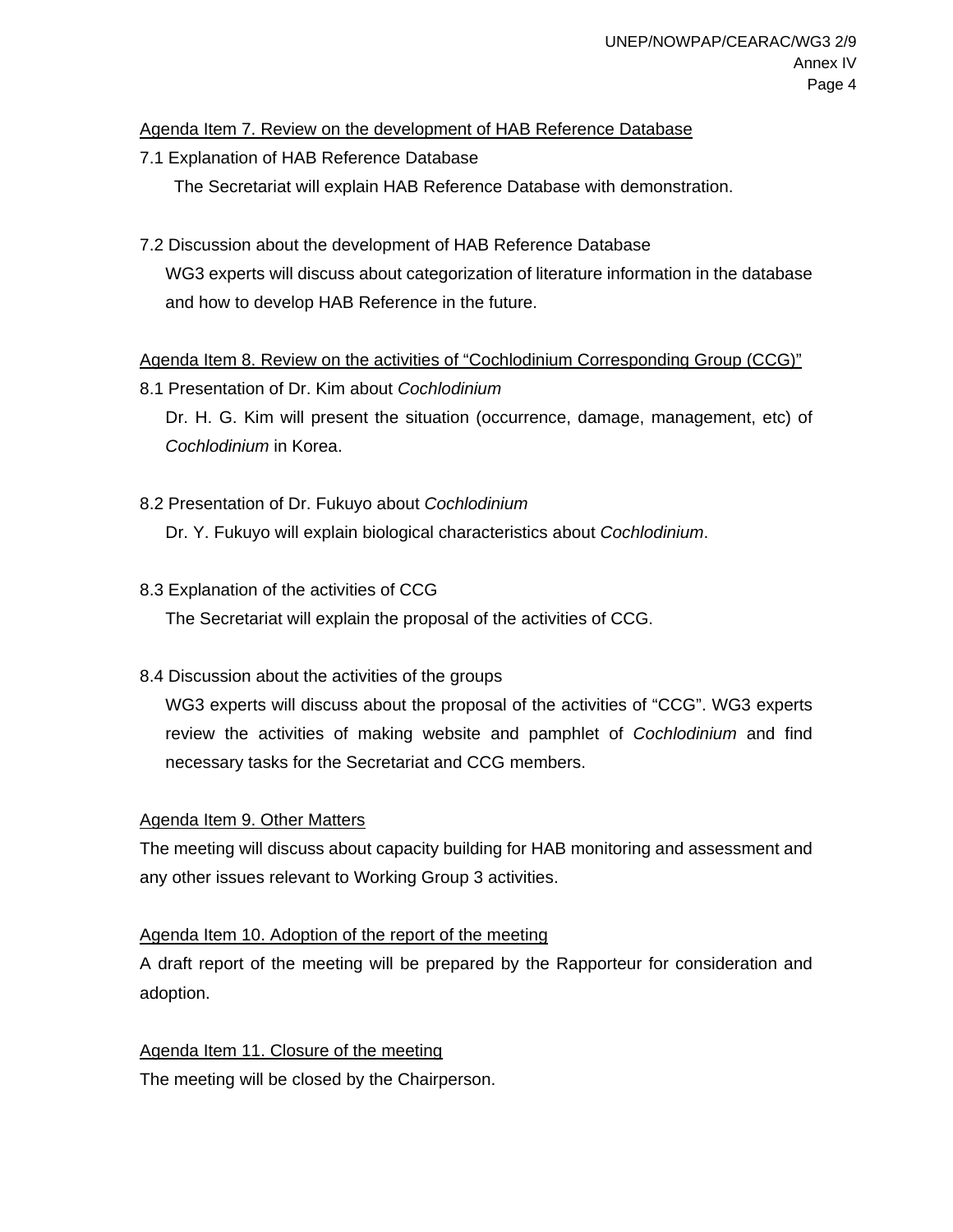Agenda Item 7. Review on the development of HAB Reference Database

7.1 Explanation of HAB Reference Database

The Secretariat will explain HAB Reference Database with demonstration.

7.2 Discussion about the development of HAB Reference Database

WG3 experts will discuss about categorization of literature information in the database and how to develop HAB Reference in the future.

Agenda Item 8. Review on the activities of “Cochlodinium Corresponding Group (CCG)”

8.1 Presentation of Dr. Kim about *Cochlodinium*

Dr. H. G. Kim will present the situation (occurrence, damage, management, etc) of *Cochlodinium* in Korea.

8.2 Presentation of Dr. Fukuyo about *Cochlodinium*

Dr. Y. Fukuyo will explain biological characteristics about *Cochlodinium*.

8.3 Explanation of the activities of CCG

The Secretariat will explain the proposal of the activities of CCG.

8.4 Discussion about the activities of the groups

WG3 experts will discuss about the proposal of the activities of “CCG”. WG3 experts review the activities of making website and pamphlet of *Cochlodinium* and find necessary tasks for the Secretariat and CCG members.

Agenda Item 9. Other Matters

The meeting will discuss about capacity building for HAB monitoring and assessment and any other issues relevant to Working Group 3 activities.

Agenda Item 10. Adoption of the report of the meeting

A draft report of the meeting will be prepared by the Rapporteur for consideration and adoption.

Agenda Item 11. Closure of the meeting

The meeting will be closed by the Chairperson.